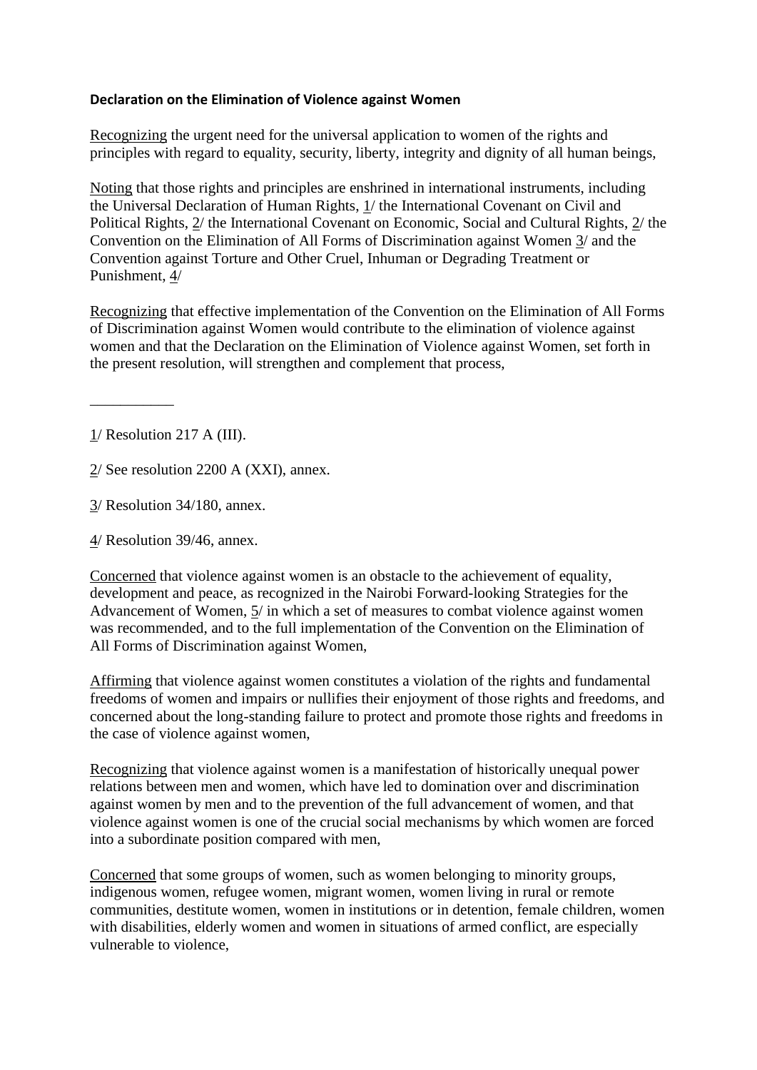**Declaration on the Elimination of Violence against Women**

Recognizing the urgent need for the universal application to women of the rights and principles with regard to equality, security, liberty, integrity and dignity of all human beings,

Noting that those rights and principles are enshrined in international instruments, including the Universal Declaration of Human Rights, 1/ the International Covenant on Civil and Political Rights, 2/ the International Covenant on Economic, Social and Cultural Rights, 2/ the Convention on the Elimination of All Forms of Discrimination against Women 3/ and the Convention against Torture and Other Cruel, Inhuman or Degrading Treatment or Punishment, 4/

Recognizing that effective implementation of the Convention on the Elimination of All Forms of Discrimination against Women would contribute to the elimination of violence against women and that the Declaration on the Elimination of Violence against Women, set forth in the present resolution, will strengthen and complement that process,

___________

1/ Resolution 217 A (III).

2/ See resolution 2200 A (XXI), annex.

3/ Resolution 34/180, annex.

4/ Resolution 39/46, annex.

Concerned that violence against women is an obstacle to the achievement of equality, development and peace, as recognized in the Nairobi Forward-looking Strategies for the Advancement of Women, 5/ in which a set of measures to combat violence against women was recommended, and to the full implementation of the Convention on the Elimination of All Forms of Discrimination against Women,

Affirming that violence against women constitutes a violation of the rights and fundamental freedoms of women and impairs or nullifies their enjoyment of those rights and freedoms, and concerned about the long-standing failure to protect and promote those rights and freedoms in the case of violence against women,

Recognizing that violence against women is a manifestation of historically unequal power relations between men and women, which have led to domination over and discrimination against women by men and to the prevention of the full advancement of women, and that violence against women is one of the crucial social mechanisms by which women are forced into a subordinate position compared with men,

Concerned that some groups of women, such as women belonging to minority groups, indigenous women, refugee women, migrant women, women living in rural or remote communities, destitute women, women in institutions or in detention, female children, women with disabilities, elderly women and women in situations of armed conflict, are especially vulnerable to violence,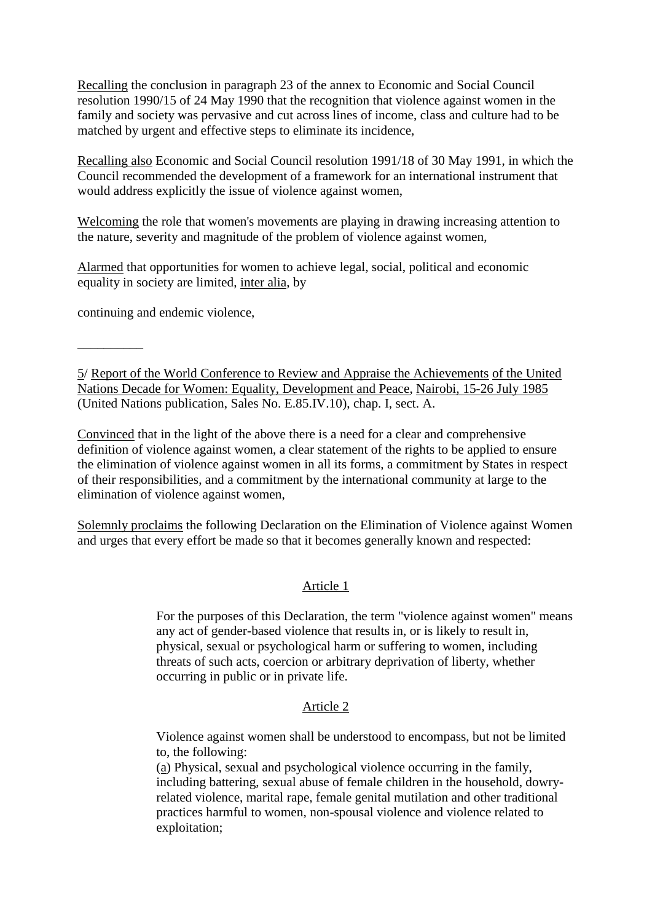Recalling the conclusion in paragraph 23 of the annex to Economic and Social Council resolution 1990/15 of 24 May 1990 that the recognition that violence against women in the family and society was pervasive and cut across lines of income, class and culture had to be matched by urgent and effective steps to eliminate its incidence,

Recalling also Economic and Social Council resolution 1991/18 of 30 May 1991, in which the Council recommended the development of a framework for an international instrument that would address explicitly the issue of violence against women,

Welcoming the role that women's movements are playing in drawing increasing attention to the nature, severity and magnitude of the problem of violence against women,

Alarmed that opportunities for women to achieve legal, social, political and economic equality in society are limited, inter alia, by

continuing and endemic violence,

__________

5/ Report of the World Conference to Review and Appraise the Achievements of the United Nations Decade for Women: Equality, Development and Peace, Nairobi, 15-26 July 1985 (United Nations publication, Sales No. E.85.IV.10), chap. I, sect. A.

Convinced that in the light of the above there is a need for a clear and comprehensive definition of violence against women, a clear statement of the rights to be applied to ensure the elimination of violence against women in all its forms, a commitment by States in respect of their responsibilities, and a commitment by the international community at large to the elimination of violence against women,

Solemnly proclaims the following Declaration on the Elimination of Violence against Women and urges that every effort be made so that it becomes generally known and respected:

## Article 1

For the purposes of this Declaration, the term "violence against women" means any act of gender-based violence that results in, or is likely to result in, physical, sexual or psychological harm or suffering to women, including threats of such acts, coercion or arbitrary deprivation of liberty, whether occurring in public or in private life.

## Article 2

Violence against women shall be understood to encompass, but not be limited to, the following:

(a) Physical, sexual and psychological violence occurring in the family, including battering, sexual abuse of female children in the household, dowry-related violence, marital rape, female genital mutilation and other traditional practices harmful to women, non-spousal violence and violence related to exploitation;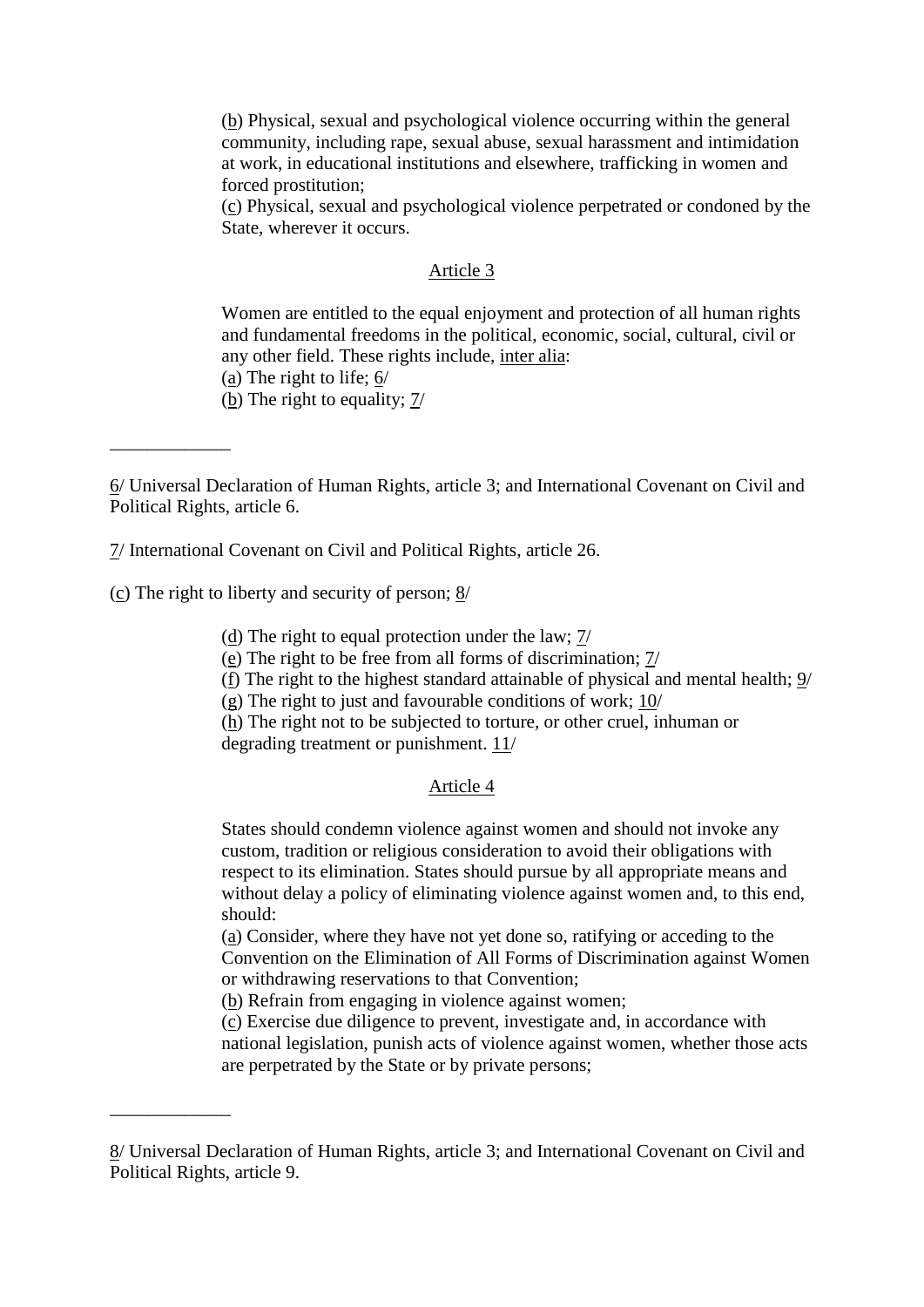(b) Physical, sexual and psychological violence occurring within the general community, including rape, sexual abuse, sexual harassment and intimidation at work, in educational institutions and elsewhere, trafficking in women and forced prostitution;

(c) Physical, sexual and psychological violence perpetrated or condoned by the State, wherever it occurs.

## Article 3

Women are entitled to the equal enjoyment and protection of all human rights and fundamental freedoms in the political, economic, social, cultural, civil or any other field. These rights include, inter alia:

(a) The right to life; 6/

(b) The right to equality; 7/

(c) The right to liberty and security of person; 8/

(d) The right to equal protection under the law; 7/

(e) The right to be free from all forms of discrimination; 7/

(f) The right to the highest standard attainable of physical and mental health; 9/

(g) The right to just and favourable conditions of work; 10/

(h) The right not to be subjected to torture, or other cruel, inhuman or degrading treatment or punishment. 11/

## Article 4

States should condemn violence against women and should not invoke any custom, tradition or religious consideration to avoid their obligations with respect to its elimination. States should pursue by all appropriate means and without delay a policy of eliminating violence against women and, to this end, should:

(a) Consider, where they have not yet done so, ratifying or acceding to the Convention on the Elimination of All Forms of Discrimination against Women or withdrawing reservations to that Convention;

(b) Refrain from engaging in violence against women;

(c) Exercise due diligence to prevent, investigate and, in accordance with national legislation, punish acts of violence against women, whether those acts are perpetrated by the State or by private persons;

---

6/ Universal Declaration of Human Rights, article 3; and International Covenant on Civil and Political Rights, article 6.

7/ International Covenant on Civil and Political Rights, article 26.

8/ Universal Declaration of Human Rights, article 3; and International Covenant on Civil and Political Rights, article 9.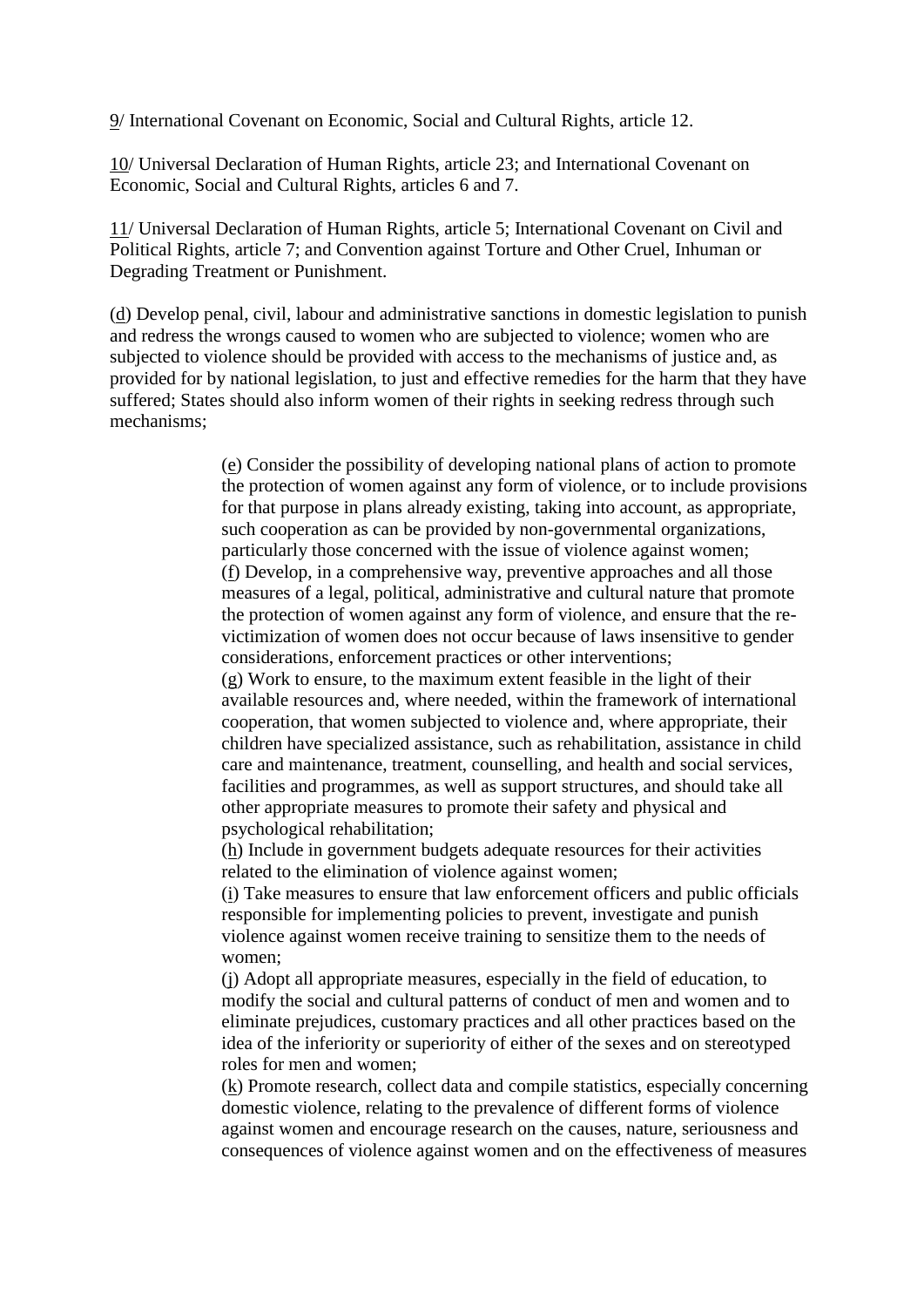9/ International Covenant on Economic, Social and Cultural Rights, article 12.

10/ Universal Declaration of Human Rights, article 23; and International Covenant on Economic, Social and Cultural Rights, articles 6 and 7.

11/ Universal Declaration of Human Rights, article 5; International Covenant on Civil and Political Rights, article 7; and Convention against Torture and Other Cruel, Inhuman or Degrading Treatment or Punishment.

(d) Develop penal, civil, labour and administrative sanctions in domestic legislation to punish and redress the wrongs caused to women who are subjected to violence; women who are subjected to violence should be provided with access to the mechanisms of justice and, as provided for by national legislation, to just and effective remedies for the harm that they have suffered; States should also inform women of their rights in seeking redress through such mechanisms;

(e) Consider the possibility of developing national plans of action to promote the protection of women against any form of violence, or to include provisions for that purpose in plans already existing, taking into account, as appropriate, such cooperation as can be provided by non-governmental organizations, particularly those concerned with the issue of violence against women;

(f) Develop, in a comprehensive way, preventive approaches and all those measures of a legal, political, administrative and cultural nature that promote the protection of women against any form of violence, and ensure that the re-victimization of women does not occur because of laws insensitive to gender considerations, enforcement practices or other interventions;

(g) Work to ensure, to the maximum extent feasible in the light of their available resources and, where needed, within the framework of international cooperation, that women subjected to violence and, where appropriate, their children have specialized assistance, such as rehabilitation, assistance in child care and maintenance, treatment, counselling, and health and social services, facilities and programmes, as well as support structures, and should take all other appropriate measures to promote their safety and physical and psychological rehabilitation;

(h) Include in government budgets adequate resources for their activities related to the elimination of violence against women;

(i) Take measures to ensure that law enforcement officers and public officials responsible for implementing policies to prevent, investigate and punish violence against women receive training to sensitize them to the needs of women;

(j) Adopt all appropriate measures, especially in the field of education, to modify the social and cultural patterns of conduct of men and women and to eliminate prejudices, customary practices and all other practices based on the idea of the inferiority or superiority of either of the sexes and on stereotyped roles for men and women;

(k) Promote research, collect data and compile statistics, especially concerning domestic violence, relating to the prevalence of different forms of violence against women and encourage research on the causes, nature, seriousness and consequences of violence against women and on the effectiveness of measures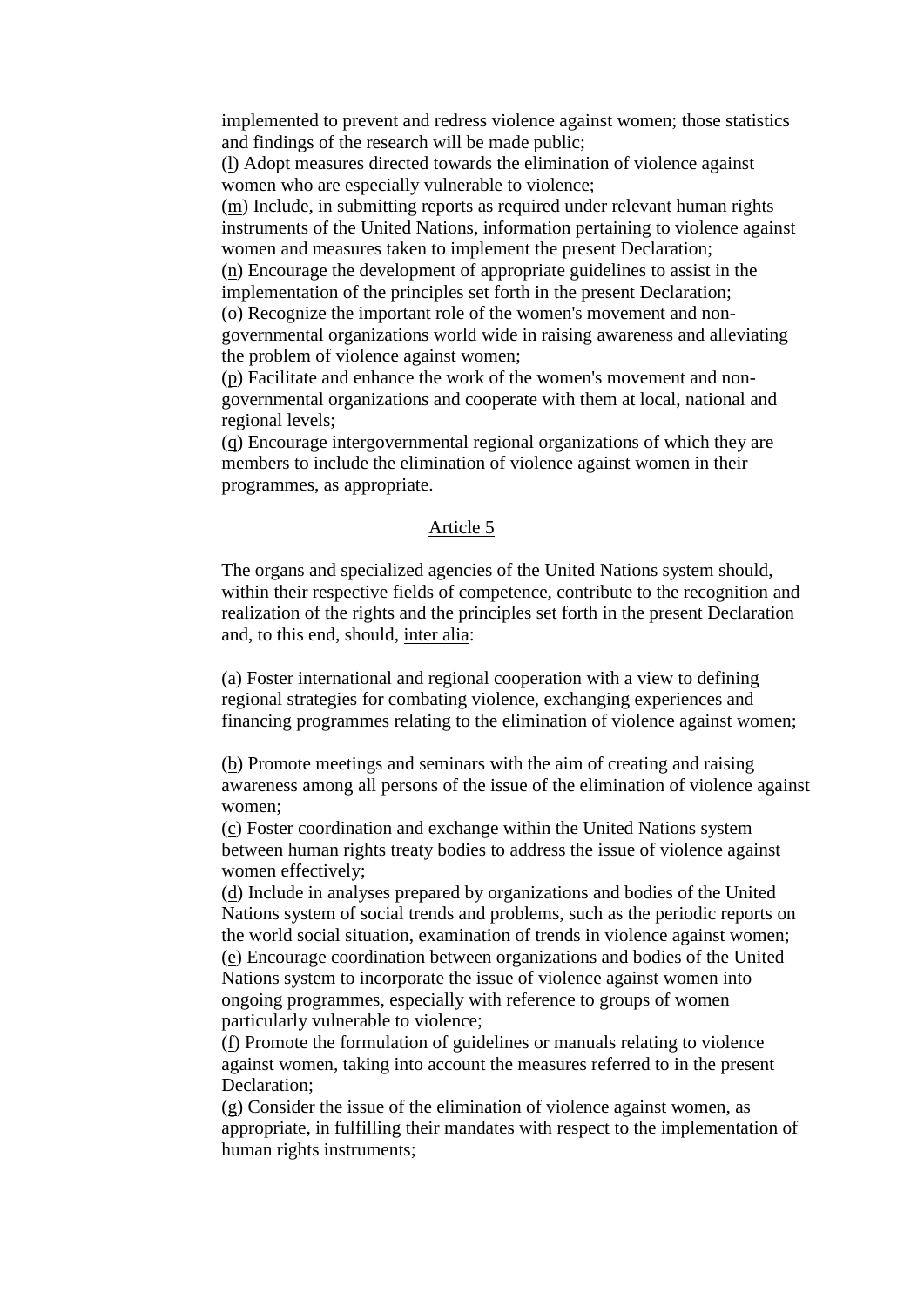implemented to prevent and redress violence against women; those statistics and findings of the research will be made public;

(l) Adopt measures directed towards the elimination of violence against women who are especially vulnerable to violence;

(m) Include, in submitting reports as required under relevant human rights instruments of the United Nations, information pertaining to violence against women and measures taken to implement the present Declaration;

(n) Encourage the development of appropriate guidelines to assist in the implementation of the principles set forth in the present Declaration;

(o) Recognize the important role of the women's movement and non-governmental organizations world wide in raising awareness and alleviating the problem of violence against women;

(p) Facilitate and enhance the work of the women's movement and non-governmental organizations and cooperate with them at local, national and regional levels;

(q) Encourage intergovernmental regional organizations of which they are members to include the elimination of violence against women in their programmes, as appropriate.

## Article 5

The organs and specialized agencies of the United Nations system should, within their respective fields of competence, contribute to the recognition and realization of the rights and the principles set forth in the present Declaration and, to this end, should, inter alia:

(a) Foster international and regional cooperation with a view to defining regional strategies for combating violence, exchanging experiences and financing programmes relating to the elimination of violence against women;

(b) Promote meetings and seminars with the aim of creating and raising awareness among all persons of the issue of the elimination of violence against women;

(c) Foster coordination and exchange within the United Nations system between human rights treaty bodies to address the issue of violence against women effectively;

(d) Include in analyses prepared by organizations and bodies of the United Nations system of social trends and problems, such as the periodic reports on the world social situation, examination of trends in violence against women;

(e) Encourage coordination between organizations and bodies of the United Nations system to incorporate the issue of violence against women into ongoing programmes, especially with reference to groups of women particularly vulnerable to violence;

(f) Promote the formulation of guidelines or manuals relating to violence against women, taking into account the measures referred to in the present Declaration;

(g) Consider the issue of the elimination of violence against women, as appropriate, in fulfilling their mandates with respect to the implementation of human rights instruments;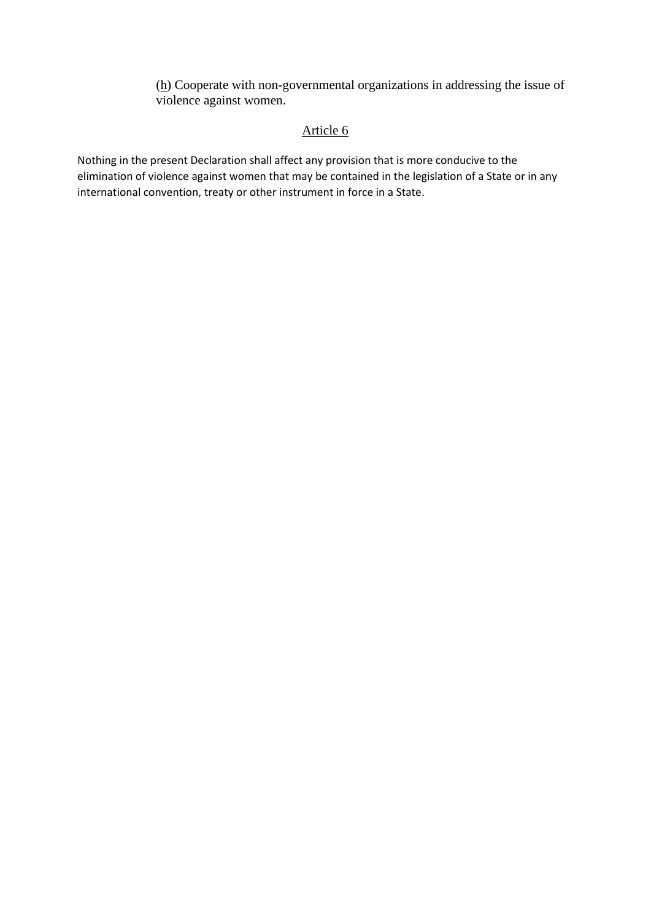(h) Cooperate with non-governmental organizations in addressing the issue of violence against women.

## Article 6

Nothing in the present Declaration shall affect any provision that is more conducive to the elimination of violence against women that may be contained in the legislation of a State or in any international convention, treaty or other instrument in force in a State.